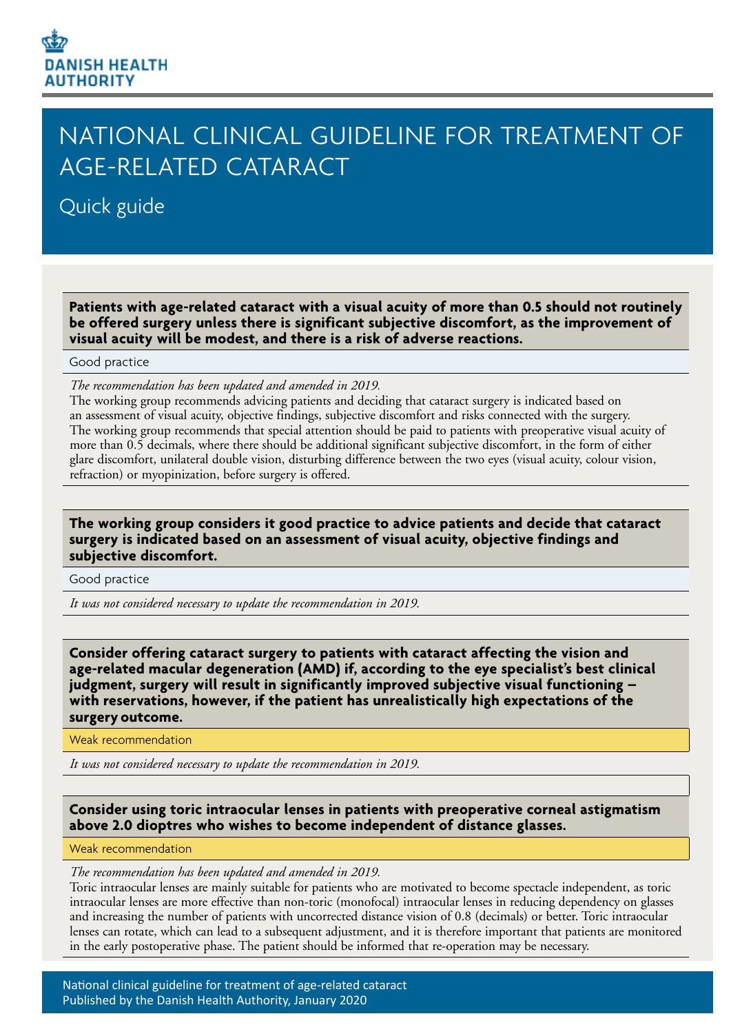DANISH HEALTH AUTHORITY

# NATIONAL CLINICAL GUIDELINE FOR TREATMENT OF AGE-RELATED CATARACT

## Quick guide

**Patients with age-related cataract with a visual acuity of more than 0.5 should not routinely be offered surgery unless there is significant subjective discomfort, as the improvement of visual acuity will be modest, and there is a risk of adverse reactions.**

Good practice

*The recommendation has been updated and amended in 2019.*

The working group recommends advicing patients and deciding that cataract surgery is indicated based on an assessment of visual acuity, objective findings, subjective discomfort and risks connected with the surgery. The working group recommends that special attention should be paid to patients with preoperative visual acuity of more than 0.5 decimals, where there should be additional significant subjective discomfort, in the form of either glare discomfort, unilateral double vision, disturbing difference between the two eyes (visual acuity, colour vision, refraction) or myopinization, before surgery is offered.

**The working group considers it good practice to advice patients and decide that cataract surgery is indicated based on an assessment of visual acuity, objective findings and subjective discomfort.**

Good practice

*It was not considered necessary to update the recommendation in 2019.*

**Consider offering cataract surgery to patients with cataract affecting the vision and age-related macular degeneration (AMD) if, according to the eye specialist's best clinical judgment, surgery will result in significantly improved subjective visual functioning – with reservations, however, if the patient has unrealistically high expectations of the surgery outcome.**

Weak recommendation

*It was not considered necessary to update the recommendation in 2019.*

**Consider using toric intraocular lenses in patients with preoperative corneal astigmatism above 2.0 dioptres who wishes to become independent of distance glasses.**

Weak recommendation

*The recommendation has been updated and amended in 2019.*

Toric intraocular lenses are mainly suitable for patients who are motivated to become spectacle independent, as toric intraocular lenses are more effective than non-toric (monofocal) intraocular lenses in reducing dependency on glasses and increasing the number of patients with uncorrected distance vision of 0.8 (decimals) or better. Toric intraocular lenses can rotate, which can lead to a subsequent adjustment, and it is therefore important that patients are monitored in the early postoperative phase. The patient should be informed that re-operation may be necessary.

National clinical guideline for treatment of age-related cataract
Published by the Danish Health Authority, January 2020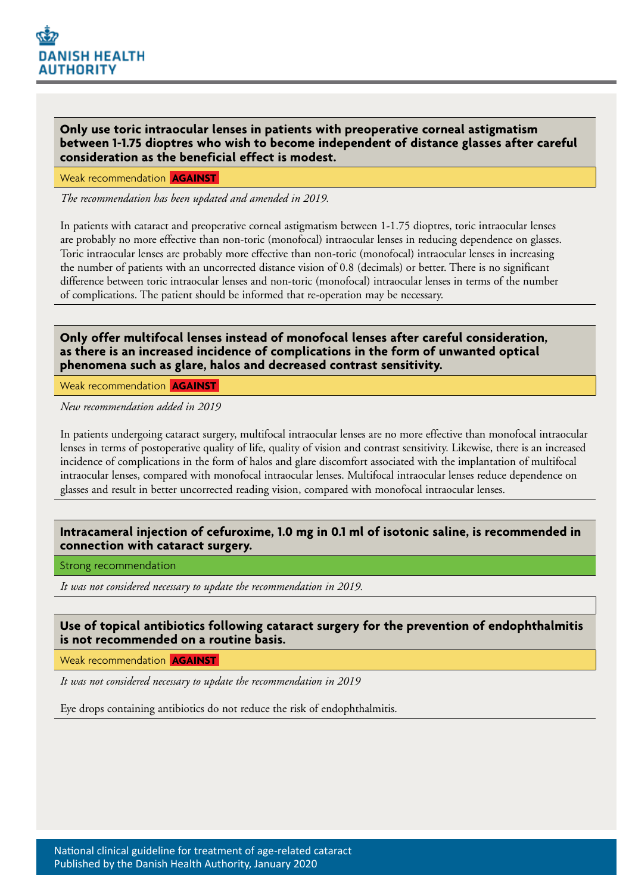**Only use toric intraocular lenses in patients with preoperative corneal astigmatism between 1-1.75 dioptres who wish to become independent of distance glasses after careful consideration as the beneficial effect is modest.**

Weak recommendation **AGAINST**

*The recommendation has been updated and amended in 2019.*

In patients with cataract and preoperative corneal astigmatism between 1-1.75 dioptres, toric intraocular lenses are probably no more effective than non-toric (monofocal) intraocular lenses in reducing dependence on glasses. Toric intraocular lenses are probably more effective than non-toric (monofocal) intraocular lenses in increasing the number of patients with an uncorrected distance vision of 0.8 (decimals) or better. There is no significant difference between toric intraocular lenses and non-toric (monofocal) intraocular lenses in terms of the number of complications. The patient should be informed that re-operation may be necessary.

**Only offer multifocal lenses instead of monofocal lenses after careful consideration, as there is an increased incidence of complications in the form of unwanted optical phenomena such as glare, halos and decreased contrast sensitivity.**

Weak recommendation **AGAINST**

*New recommendation added in 2019*

In patients undergoing cataract surgery, multifocal intraocular lenses are no more effective than monofocal intraocular lenses in terms of postoperative quality of life, quality of vision and contrast sensitivity. Likewise, there is an increased incidence of complications in the form of halos and glare discomfort associated with the implantation of multifocal intraocular lenses, compared with monofocal intraocular lenses. Multifocal intraocular lenses reduce dependence on glasses and result in better uncorrected reading vision, compared with monofocal intraocular lenses.

**Intracameral injection of cefuroxime, 1.0 mg in 0.1 ml of isotonic saline, is recommended in connection with cataract surgery.**

Strong recommendation

*It was not considered necessary to update the recommendation in 2019.*

**Use of topical antibiotics following cataract surgery for the prevention of endophthalmitis is not recommended on a routine basis.**

Weak recommendation **AGAINST**

*It was not considered necessary to update the recommendation in 2019*

Eye drops containing antibiotics do not reduce the risk of endophthalmitis.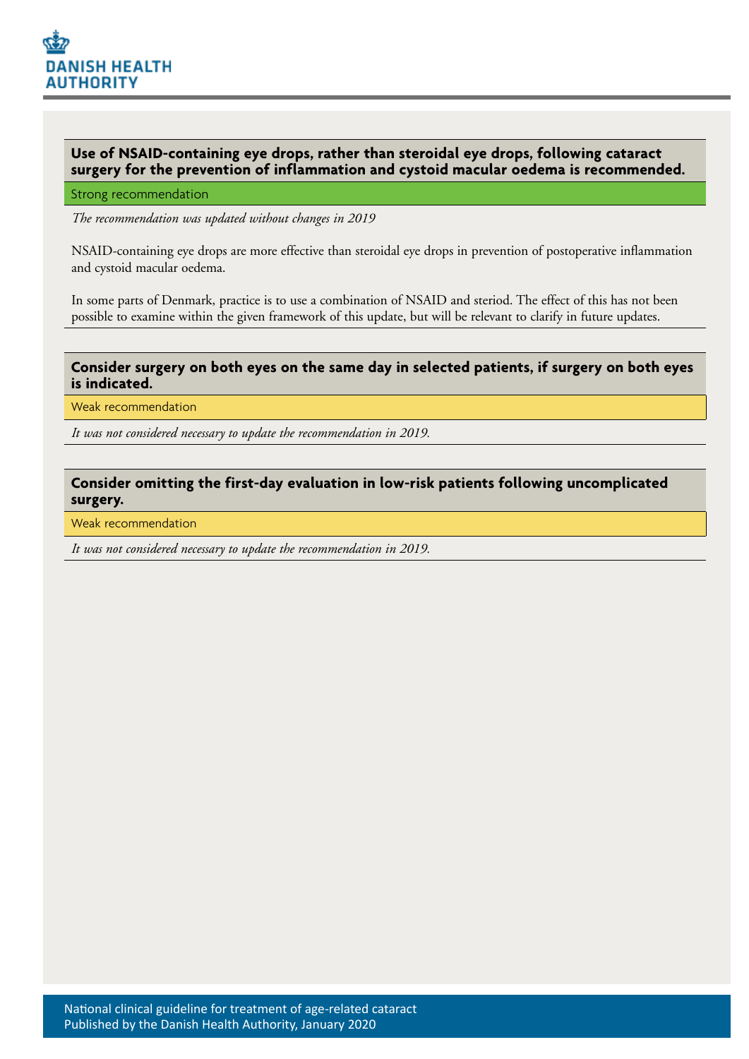### Use of NSAID-containing eye drops, rather than steroidal eye drops, following cataract surgery for the prevention of inflammation and cystoid macular oedema is recommended.

Strong recommendation

*The recommendation was updated without changes in 2019*

NSAID-containing eye drops are more effective than steroidal eye drops in prevention of postoperative inflammation and cystoid macular oedema.

In some parts of Denmark, practice is to use a combination of NSAID and steriod. The effect of this has not been possible to examine within the given framework of this update, but will be relevant to clarify in future updates.

### Consider surgery on both eyes on the same day in selected patients, if surgery on both eyes is indicated.

Weak recommendation

*It was not considered necessary to update the recommendation in 2019.*

### Consider omitting the first-day evaluation in low-risk patients following uncomplicated surgery.

Weak recommendation

*It was not considered necessary to update the recommendation in 2019.*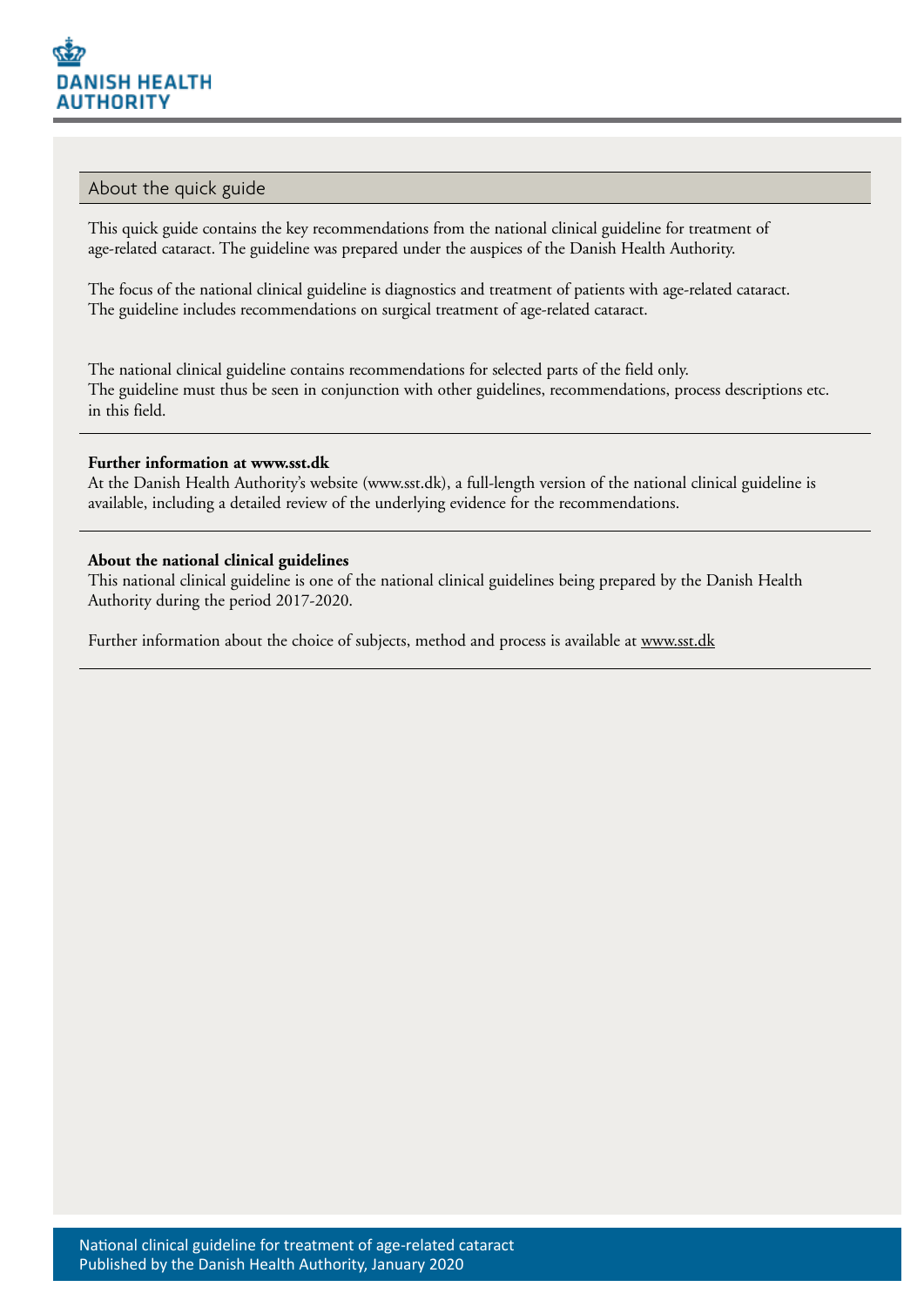DANISH HEALTH AUTHORITY

## About the quick guide

This quick guide contains the key recommendations from the national clinical guideline for treatment of age-related cataract. The guideline was prepared under the auspices of the Danish Health Authority.

The focus of the national clinical guideline is diagnostics and treatment of patients with age-related cataract. The guideline includes recommendations on surgical treatment of age-related cataract.

The national clinical guideline contains recommendations for selected parts of the field only. The guideline must thus be seen in conjunction with other guidelines, recommendations, process descriptions etc. in this field.

**Further information at www.sst.dk**
At the Danish Health Authority's website (www.sst.dk), a full-length version of the national clinical guideline is available, including a detailed review of the underlying evidence for the recommendations.

**About the national clinical guidelines**
This national clinical guideline is one of the national clinical guidelines being prepared by the Danish Health Authority during the period 2017-2020.

Further information about the choice of subjects, method and process is available at www.sst.dk

National clinical guideline for treatment of age-related cataract
Published by the Danish Health Authority, January 2020